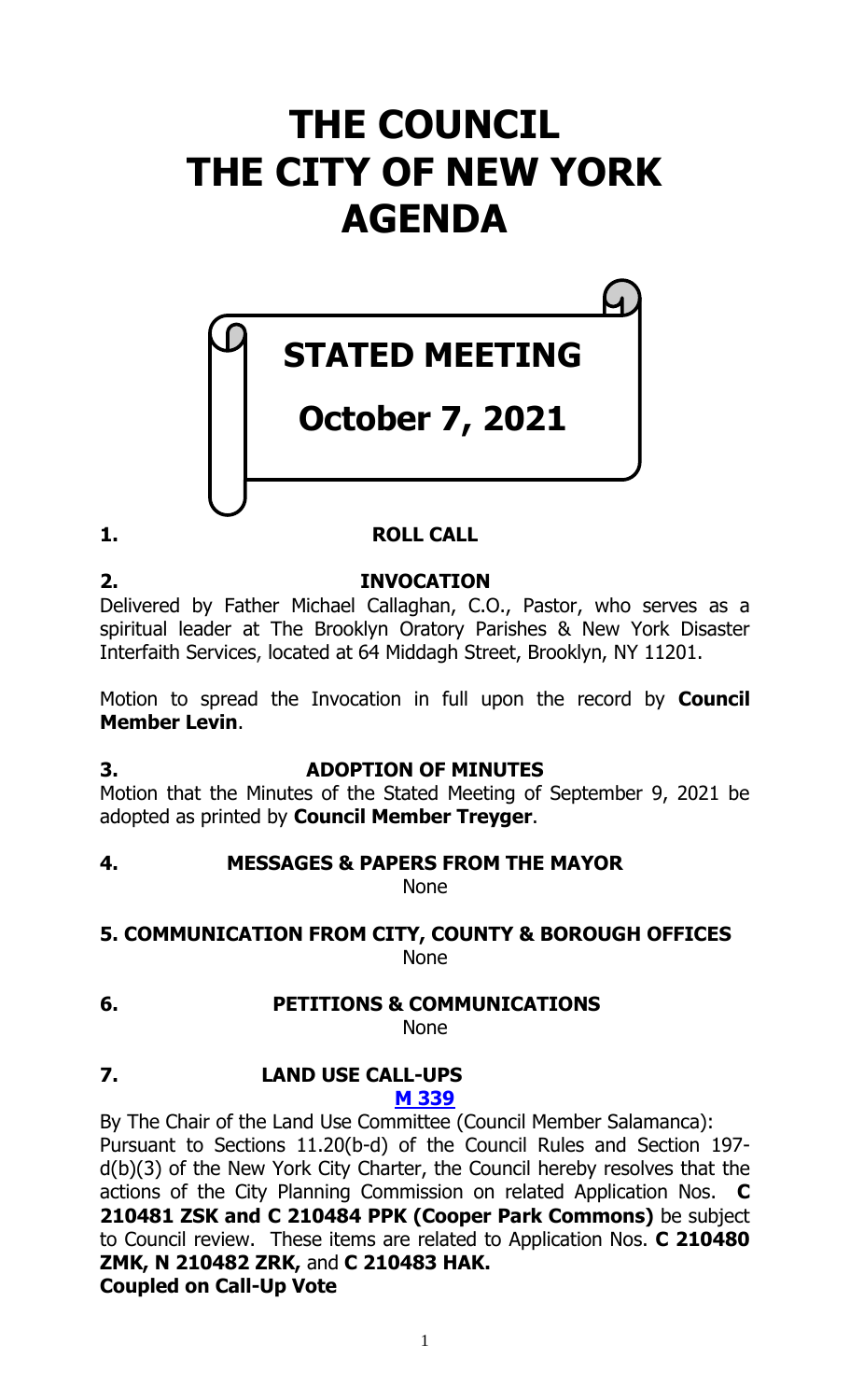# THE COUNCIL
# THE CITY OF NEW YORK
# AGENDA

## STATED MEETING

## October 7, 2021

**1. ROLL CALL**

**2. INVOCATION**

Delivered by Father Michael Callaghan, C.O., Pastor, who serves as a spiritual leader at The Brooklyn Oratory Parishes & New York Disaster Interfaith Services, located at 64 Middagh Street, Brooklyn, NY 11201.

Motion to spread the Invocation in full upon the record by **Council Member Levin**.

**3. ADOPTION OF MINUTES**

Motion that the Minutes of the Stated Meeting of September 9, 2021 be adopted as printed by **Council Member Treyger**.

**4. MESSAGES & PAPERS FROM THE MAYOR**

None

**5. COMMUNICATION FROM CITY, COUNTY & BOROUGH OFFICES**

None

**6. PETITIONS & COMMUNICATIONS**

None

**7. LAND USE CALL-UPS**

**M 339**

By The Chair of the Land Use Committee (Council Member Salamanca): Pursuant to Sections 11.20(b-d) of the Council Rules and Section 197-d(b)(3) of the New York City Charter, the Council hereby resolves that the actions of the City Planning Commission on related Application Nos. **C 210481 ZSK and C 210484 PPK (Cooper Park Commons)** be subject to Council review. These items are related to Application Nos. **C 210480 ZMK, N 210482 ZRK,** and **C 210483 HAK.**

**Coupled on Call-Up Vote**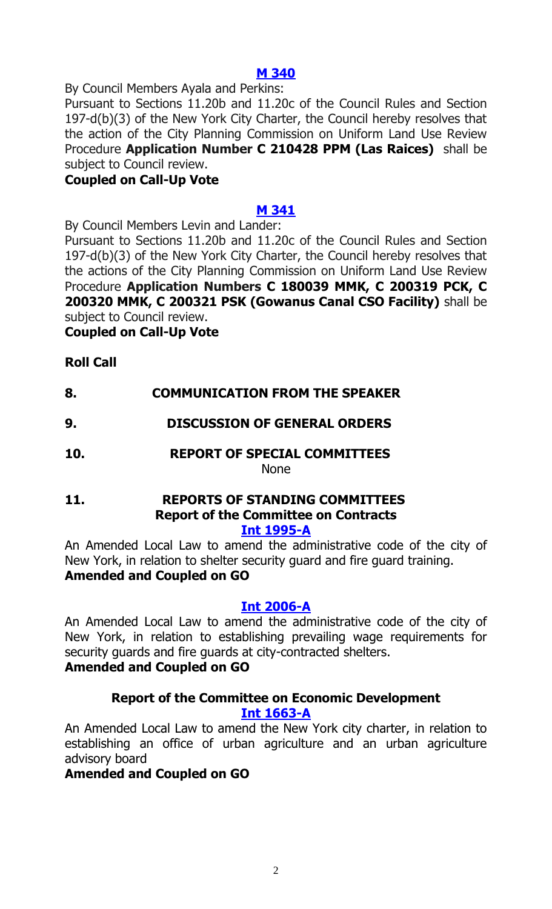**[M 340]**

By Council Members Ayala and Perkins:

Pursuant to Sections 11.20b and 11.20c of the Council Rules and Section 197-d(b)(3) of the New York City Charter, the Council hereby resolves that the action of the City Planning Commission on Uniform Land Use Review Procedure **Application Number C 210428 PPM (Las Raices)** shall be subject to Council review.

**Coupled on Call-Up Vote**

**[M 341]**

By Council Members Levin and Lander:

Pursuant to Sections 11.20b and 11.20c of the Council Rules and Section 197-d(b)(3) of the New York City Charter, the Council hereby resolves that the actions of the City Planning Commission on Uniform Land Use Review Procedure **Application Numbers C 180039 MMK, C 200319 PCK, C 200320 MMK, C 200321 PSK (Gowanus Canal CSO Facility)** shall be subject to Council review.

**Coupled on Call-Up Vote**

**Roll Call**

**8. COMMUNICATION FROM THE SPEAKER**

**9. DISCUSSION OF GENERAL ORDERS**

**10. REPORT OF SPECIAL COMMITTEES**

None

**11. REPORTS OF STANDING COMMITTEES**

**Report of the Committee on Contracts**

**[Int 1995-A]**

An Amended Local Law to amend the administrative code of the city of New York, in relation to shelter security guard and fire guard training.

**Amended and Coupled on GO**

**[Int 2006-A]**

An Amended Local Law to amend the administrative code of the city of New York, in relation to establishing prevailing wage requirements for security guards and fire guards at city-contracted shelters.

**Amended and Coupled on GO**

**Report of the Committee on Economic Development**

**[Int 1663-A]**

An Amended Local Law to amend the New York city charter, in relation to establishing an office of urban agriculture and an urban agriculture advisory board

**Amended and Coupled on GO**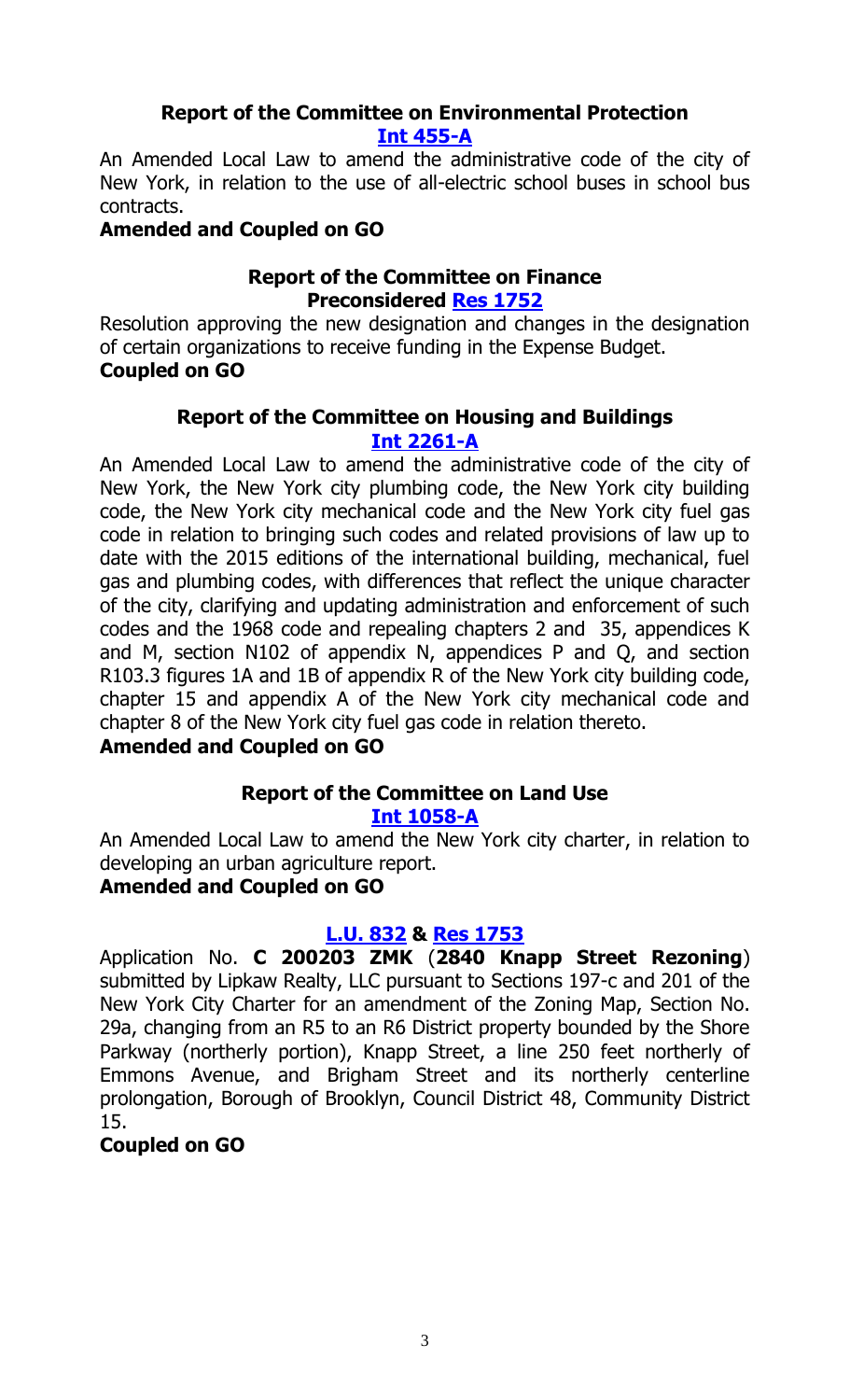### Report of the Committee on Environmental Protection

**Int 455-A**

An Amended Local Law to amend the administrative code of the city of New York, in relation to the use of all-electric school buses in school bus contracts.

**Amended and Coupled on GO**

### Report of the Committee on Finance

**Preconsidered Res 1752**

Resolution approving the new designation and changes in the designation of certain organizations to receive funding in the Expense Budget.

**Coupled on GO**

### Report of the Committee on Housing and Buildings

**Int 2261-A**

An Amended Local Law to amend the administrative code of the city of New York, the New York city plumbing code, the New York city building code, the New York city mechanical code and the New York city fuel gas code in relation to bringing such codes and related provisions of law up to date with the 2015 editions of the international building, mechanical, fuel gas and plumbing codes, with differences that reflect the unique character of the city, clarifying and updating administration and enforcement of such codes and the 1968 code and repealing chapters 2 and 35, appendices K and M, section N102 of appendix N, appendices P and Q, and section R103.3 figures 1A and 1B of appendix R of the New York city building code, chapter 15 and appendix A of the New York city mechanical code and chapter 8 of the New York city fuel gas code in relation thereto.

**Amended and Coupled on GO**

### Report of the Committee on Land Use

**Int 1058-A**

An Amended Local Law to amend the New York city charter, in relation to developing an urban agriculture report.

**Amended and Coupled on GO**

**L.U. 832 & Res 1753**

Application No. **C 200203 ZMK** (**2840 Knapp Street Rezoning**) submitted by Lipkaw Realty, LLC pursuant to Sections 197-c and 201 of the New York City Charter for an amendment of the Zoning Map, Section No. 29a, changing from an R5 to an R6 District property bounded by the Shore Parkway (northerly portion), Knapp Street, a line 250 feet northerly of Emmons Avenue, and Brigham Street and its northerly centerline prolongation, Borough of Brooklyn, Council District 48, Community District 15.

**Coupled on GO**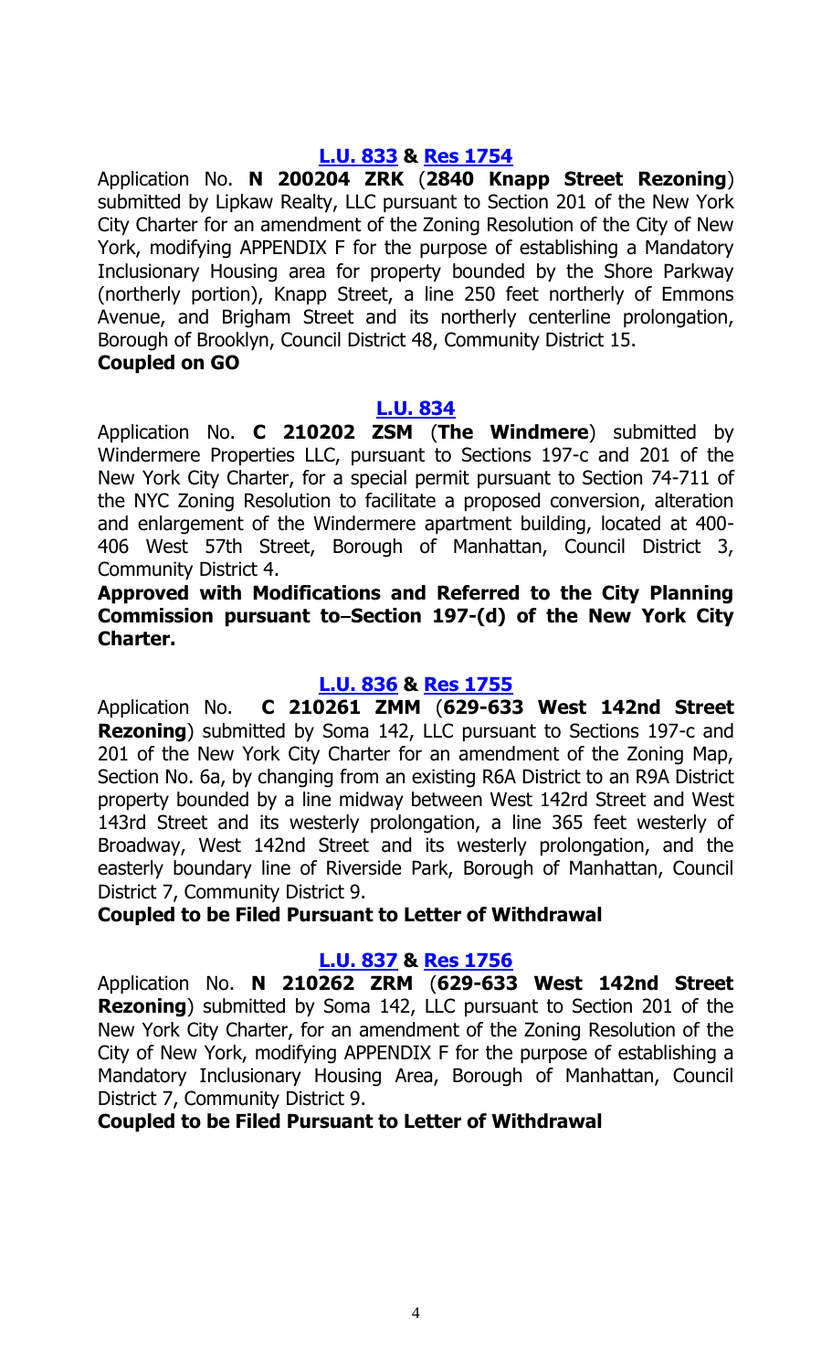**L.U. 833 & Res 1754**

Application No. **N 200204 ZRK** (**2840 Knapp Street Rezoning**) submitted by Lipkaw Realty, LLC pursuant to Section 201 of the New York City Charter for an amendment of the Zoning Resolution of the City of New York, modifying APPENDIX F for the purpose of establishing a Mandatory Inclusionary Housing area for property bounded by the Shore Parkway (northerly portion), Knapp Street, a line 250 feet northerly of Emmons Avenue, and Brigham Street and its northerly centerline prolongation, Borough of Brooklyn, Council District 48, Community District 15.

**Coupled on GO**

**L.U. 834**

Application No. **C 210202 ZSM** (**The Windmere**) submitted by Windermere Properties LLC, pursuant to Sections 197-c and 201 of the New York City Charter, for a special permit pursuant to Section 74-711 of the NYC Zoning Resolution to facilitate a proposed conversion, alteration and enlargement of the Windermere apartment building, located at 400-406 West 57th Street, Borough of Manhattan, Council District 3, Community District 4.

**Approved with Modifications and Referred to the City Planning Commission pursuant to–Section 197-(d) of the New York City Charter.**

**L.U. 836 & Res 1755**

Application No. **C 210261 ZMM** (**629-633 West 142nd Street Rezoning**) submitted by Soma 142, LLC pursuant to Sections 197-c and 201 of the New York City Charter for an amendment of the Zoning Map, Section No. 6a, by changing from an existing R6A District to an R9A District property bounded by a line midway between West 142rd Street and West 143rd Street and its westerly prolongation, a line 365 feet westerly of Broadway, West 142nd Street and its westerly prolongation, and the easterly boundary line of Riverside Park, Borough of Manhattan, Council District 7, Community District 9.

**Coupled to be Filed Pursuant to Letter of Withdrawal**

**L.U. 837 & Res 1756**

Application No. **N 210262 ZRM** (**629-633 West 142nd Street Rezoning**) submitted by Soma 142, LLC pursuant to Section 201 of the New York City Charter, for an amendment of the Zoning Resolution of the City of New York, modifying APPENDIX F for the purpose of establishing a Mandatory Inclusionary Housing Area, Borough of Manhattan, Council District 7, Community District 9.

**Coupled to be Filed Pursuant to Letter of Withdrawal**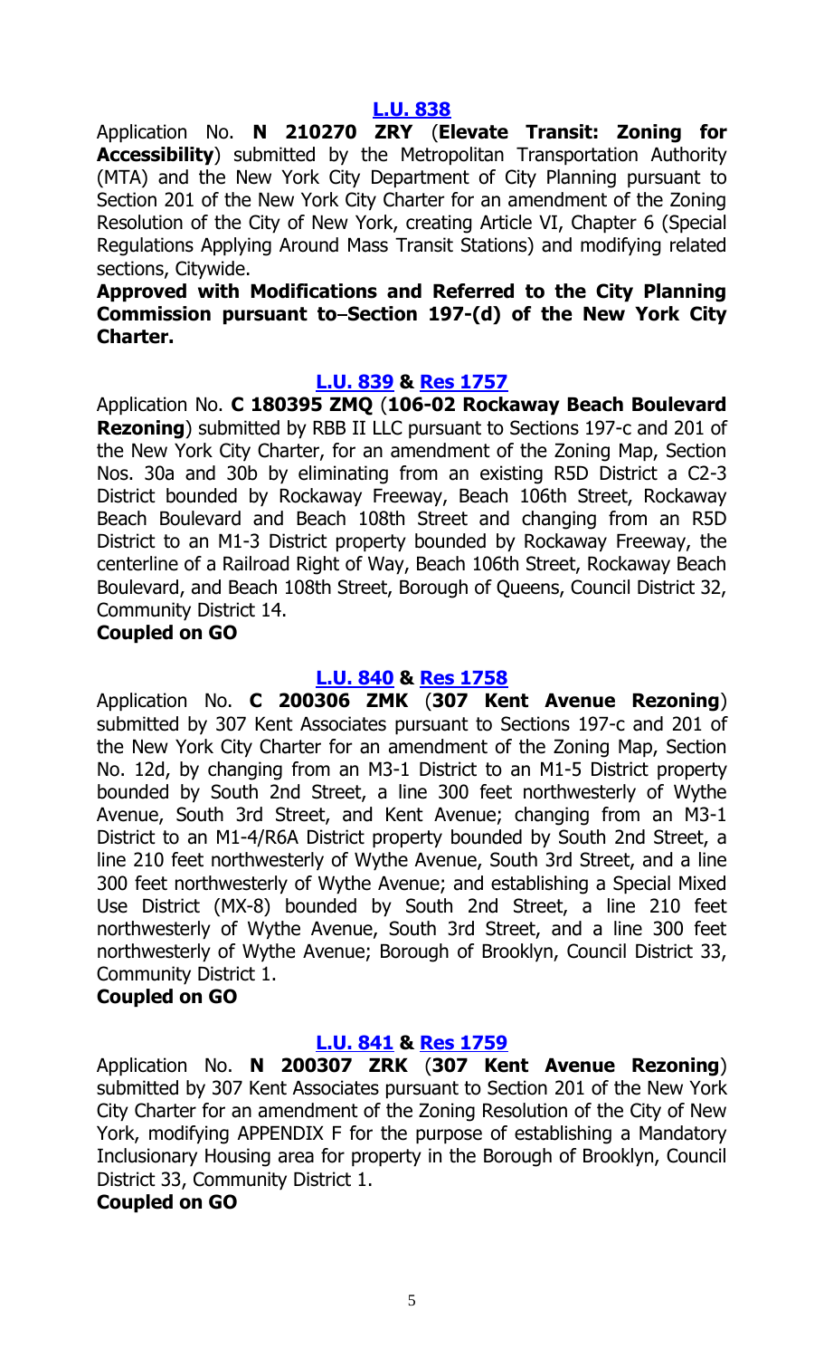**L.U. 838**

Application No. **N 210270 ZRY** (**Elevate Transit: Zoning for Accessibility**) submitted by the Metropolitan Transportation Authority (MTA) and the New York City Department of City Planning pursuant to Section 201 of the New York City Charter for an amendment of the Zoning Resolution of the City of New York, creating Article VI, Chapter 6 (Special Regulations Applying Around Mass Transit Stations) and modifying related sections, Citywide.

**Approved with Modifications and Referred to the City Planning Commission pursuant to Section 197-(d) of the New York City Charter.**

**L.U. 839 & Res 1757**

Application No. **C 180395 ZMQ** (**106-02 Rockaway Beach Boulevard Rezoning**) submitted by RBB II LLC pursuant to Sections 197-c and 201 of the New York City Charter, for an amendment of the Zoning Map, Section Nos. 30a and 30b by eliminating from an existing R5D District a C2-3 District bounded by Rockaway Freeway, Beach 106th Street, Rockaway Beach Boulevard and Beach 108th Street and changing from an R5D District to an M1-3 District property bounded by Rockaway Freeway, the centerline of a Railroad Right of Way, Beach 106th Street, Rockaway Beach Boulevard, and Beach 108th Street, Borough of Queens, Council District 32, Community District 14.

**Coupled on GO**

**L.U. 840 & Res 1758**

Application No. **C 200306 ZMK** (**307 Kent Avenue Rezoning**) submitted by 307 Kent Associates pursuant to Sections 197-c and 201 of the New York City Charter for an amendment of the Zoning Map, Section No. 12d, by changing from an M3-1 District to an M1-5 District property bounded by South 2nd Street, a line 300 feet northwesterly of Wythe Avenue, South 3rd Street, and Kent Avenue; changing from an M3-1 District to an M1-4/R6A District property bounded by South 2nd Street, a line 210 feet northwesterly of Wythe Avenue, South 3rd Street, and a line 300 feet northwesterly of Wythe Avenue; and establishing a Special Mixed Use District (MX-8) bounded by South 2nd Street, a line 210 feet northwesterly of Wythe Avenue, South 3rd Street, and a line 300 feet northwesterly of Wythe Avenue; Borough of Brooklyn, Council District 33, Community District 1.

**Coupled on GO**

**L.U. 841 & Res 1759**

Application No. **N 200307 ZRK** (**307 Kent Avenue Rezoning**) submitted by 307 Kent Associates pursuant to Section 201 of the New York City Charter for an amendment of the Zoning Resolution of the City of New York, modifying APPENDIX F for the purpose of establishing a Mandatory Inclusionary Housing area for property in the Borough of Brooklyn, Council District 33, Community District 1.

**Coupled on GO**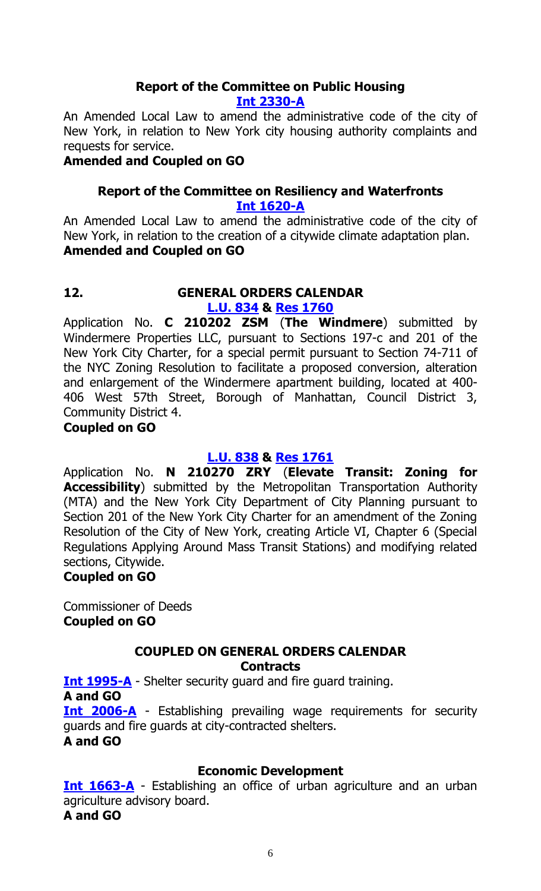### Report of the Committee on Public Housing

**Int 2330-A**

An Amended Local Law to amend the administrative code of the city of New York, in relation to New York city housing authority complaints and requests for service.

**Amended and Coupled on GO**

### Report of the Committee on Resiliency and Waterfronts

**Int 1620-A**

An Amended Local Law to amend the administrative code of the city of New York, in relation to the creation of a citywide climate adaptation plan.

**Amended and Coupled on GO**

## 12. GENERAL ORDERS CALENDAR

**L.U. 834 & Res 1760**

Application No. **C 210202 ZSM** (**The Windmere**) submitted by Windermere Properties LLC, pursuant to Sections 197-c and 201 of the New York City Charter, for a special permit pursuant to Section 74-711 of the NYC Zoning Resolution to facilitate a proposed conversion, alteration and enlargement of the Windermere apartment building, located at 400-406 West 57th Street, Borough of Manhattan, Council District 3, Community District 4.

**Coupled on GO**

**L.U. 838 & Res 1761**

Application No. **N 210270 ZRY** (**Elevate Transit: Zoning for Accessibility**) submitted by the Metropolitan Transportation Authority (MTA) and the New York City Department of City Planning pursuant to Section 201 of the New York City Charter for an amendment of the Zoning Resolution of the City of New York, creating Article VI, Chapter 6 (Special Regulations Applying Around Mass Transit Stations) and modifying related sections, Citywide.

**Coupled on GO**

Commissioner of Deeds

**Coupled on GO**

### COUPLED ON GENERAL ORDERS CALENDAR

#### Contracts

**Int 1995-A** - Shelter security guard and fire guard training.

**A and GO**

**Int 2006-A** - Establishing prevailing wage requirements for security guards and fire guards at city-contracted shelters.

**A and GO**

#### Economic Development

**Int 1663-A** - Establishing an office of urban agriculture and an urban agriculture advisory board.

**A and GO**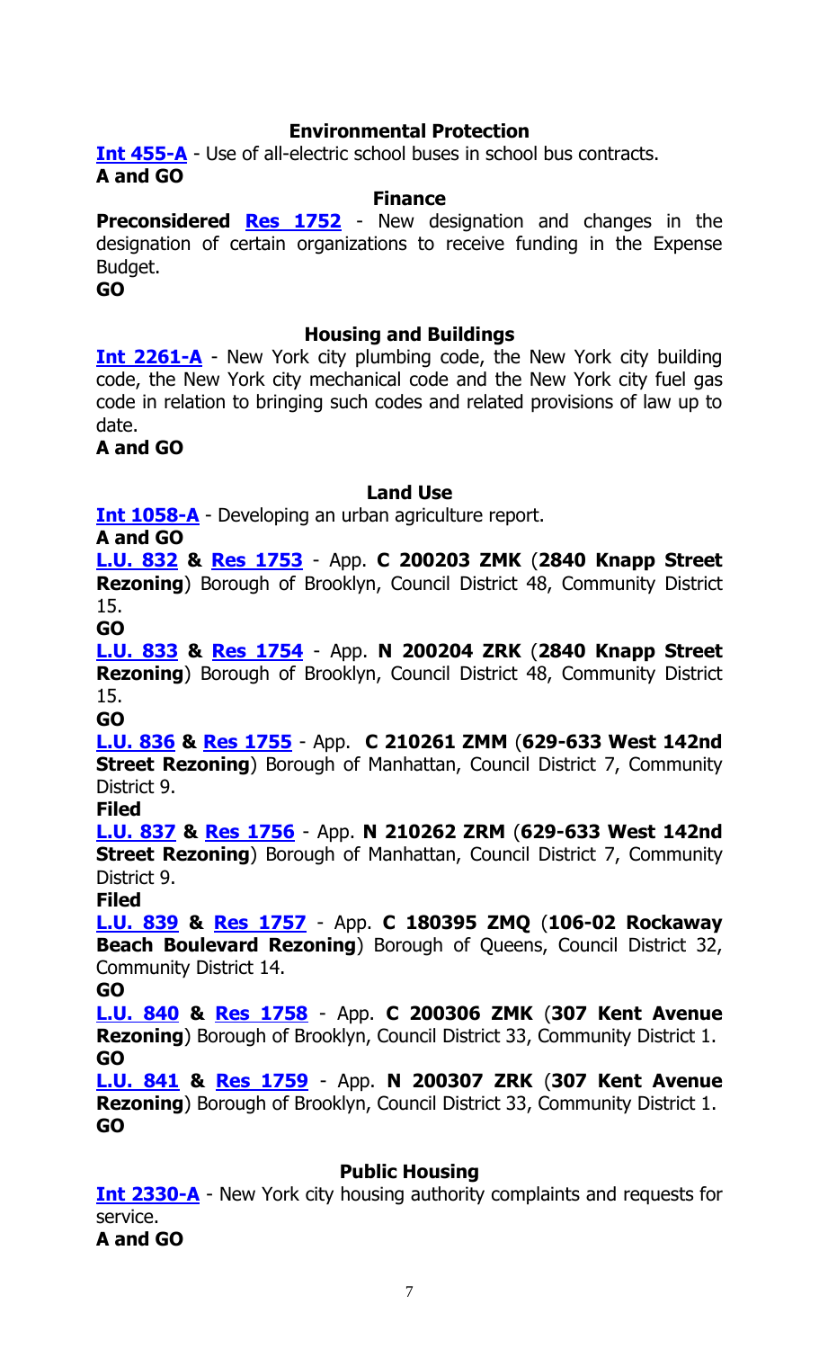### Environmental Protection

**Int 455-A** - Use of all-electric school buses in school bus contracts.
**A and GO**

### Finance

**Preconsidered Res 1752** - New designation and changes in the designation of certain organizations to receive funding in the Expense Budget.
**GO**

### Housing and Buildings

**Int 2261-A** - New York city plumbing code, the New York city building code, the New York city mechanical code and the New York city fuel gas code in relation to bringing such codes and related provisions of law up to date.
**A and GO**

### Land Use

**Int 1058-A** - Developing an urban agriculture report.
**A and GO**

**L.U. 832 & Res 1753** - App. **C 200203 ZMK** (**2840 Knapp Street Rezoning**) Borough of Brooklyn, Council District 48, Community District 15.
**GO**

**L.U. 833 & Res 1754** - App. **N 200204 ZRK** (**2840 Knapp Street Rezoning**) Borough of Brooklyn, Council District 48, Community District 15.
**GO**

**L.U. 836 & Res 1755** - App. **C 210261 ZMM** (**629-633 West 142nd Street Rezoning**) Borough of Manhattan, Council District 7, Community District 9.
**Filed**

**L.U. 837 & Res 1756** - App. **N 210262 ZRM** (**629-633 West 142nd Street Rezoning**) Borough of Manhattan, Council District 7, Community District 9.
**Filed**

**L.U. 839 & Res 1757** - App. **C 180395 ZMQ** (**106-02 Rockaway Beach Boulevard Rezoning**) Borough of Queens, Council District 32, Community District 14.
**GO**

**L.U. 840 & Res 1758** - App. **C 200306 ZMK** (**307 Kent Avenue Rezoning**) Borough of Brooklyn, Council District 33, Community District 1.
**GO**

**L.U. 841 & Res 1759** - App. **N 200307 ZRK** (**307 Kent Avenue Rezoning**) Borough of Brooklyn, Council District 33, Community District 1.
**GO**

### Public Housing

**Int 2330-A** - New York city housing authority complaints and requests for service.
**A and GO**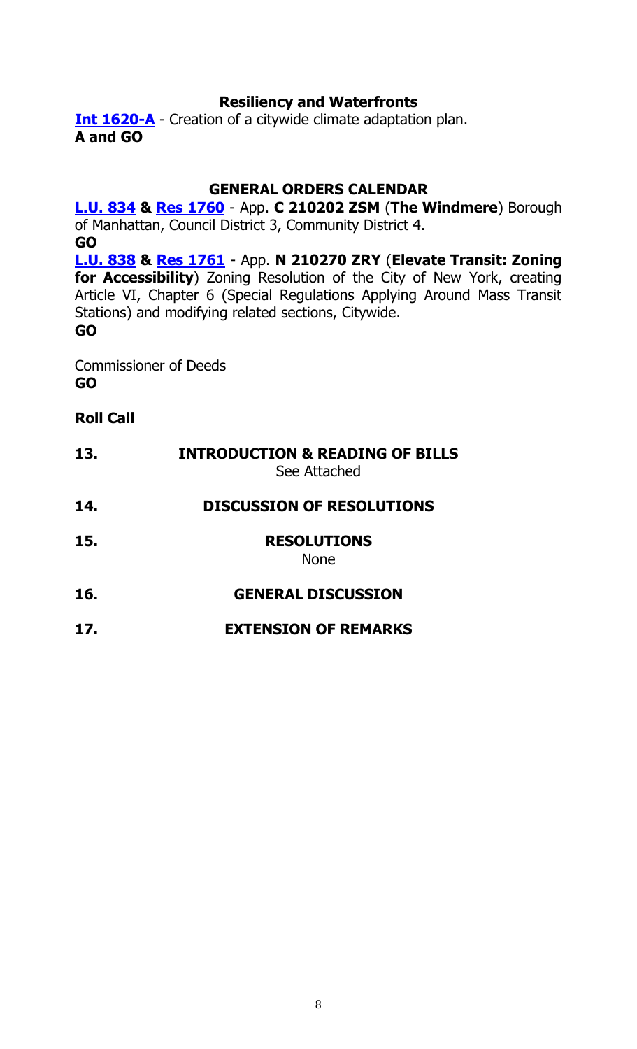### Resiliency and Waterfronts

**Int 1620-A** - Creation of a citywide climate adaptation plan.
**A and GO**

### GENERAL ORDERS CALENDAR

**L.U. 834 & Res 1760** - App. **C 210202 ZSM** (**The Windmere**) Borough of Manhattan, Council District 3, Community District 4.
**GO**

**L.U. 838 & Res 1761** - App. **N 210270 ZRY** (**Elevate Transit: Zoning for Accessibility**) Zoning Resolution of the City of New York, creating Article VI, Chapter 6 (Special Regulations Applying Around Mass Transit Stations) and modifying related sections, Citywide.
**GO**

Commissioner of Deeds
**GO**

**Roll Call**

**13. INTRODUCTION & READING OF BILLS**
See Attached

**14. DISCUSSION OF RESOLUTIONS**

**15. RESOLUTIONS**
None

**16. GENERAL DISCUSSION**

**17. EXTENSION OF REMARKS**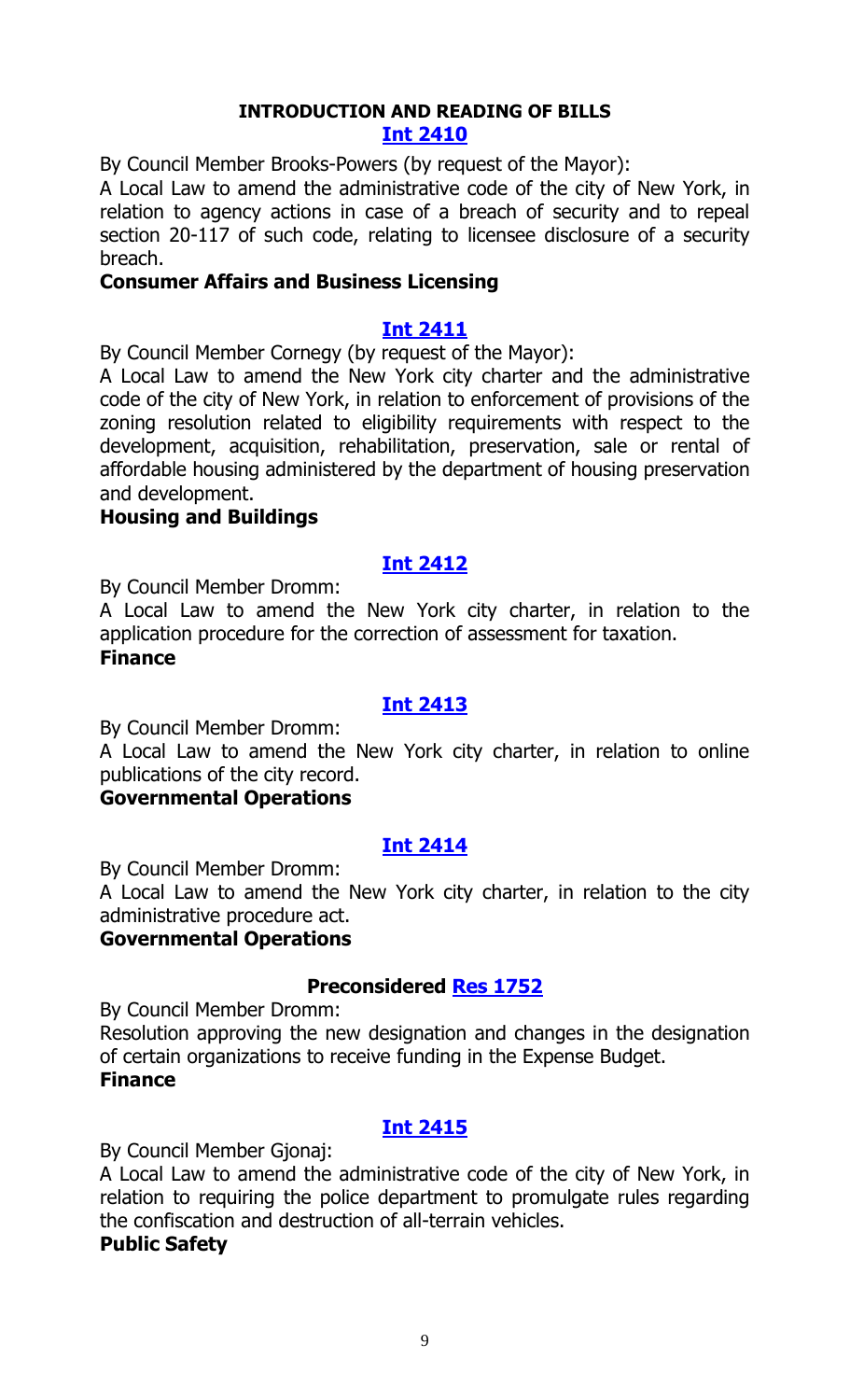## INTRODUCTION AND READING OF BILLS

### Int 2410

By Council Member Brooks-Powers (by request of the Mayor):

A Local Law to amend the administrative code of the city of New York, in relation to agency actions in case of a breach of security and to repeal section 20-117 of such code, relating to licensee disclosure of a security breach.

**Consumer Affairs and Business Licensing**

### Int 2411

By Council Member Cornegy (by request of the Mayor):

A Local Law to amend the New York city charter and the administrative code of the city of New York, in relation to enforcement of provisions of the zoning resolution related to eligibility requirements with respect to the development, acquisition, rehabilitation, preservation, sale or rental of affordable housing administered by the department of housing preservation and development.

**Housing and Buildings**

### Int 2412

By Council Member Dromm:

A Local Law to amend the New York city charter, in relation to the application procedure for the correction of assessment for taxation.

**Finance**

### Int 2413

By Council Member Dromm:

A Local Law to amend the New York city charter, in relation to online publications of the city record.

**Governmental Operations**

### Int 2414

By Council Member Dromm:

A Local Law to amend the New York city charter, in relation to the city administrative procedure act.

**Governmental Operations**

### Preconsidered Res 1752

By Council Member Dromm:

Resolution approving the new designation and changes in the designation of certain organizations to receive funding in the Expense Budget.

**Finance**

### Int 2415

By Council Member Gjonaj:

A Local Law to amend the administrative code of the city of New York, in relation to requiring the police department to promulgate rules regarding the confiscation and destruction of all-terrain vehicles.

**Public Safety**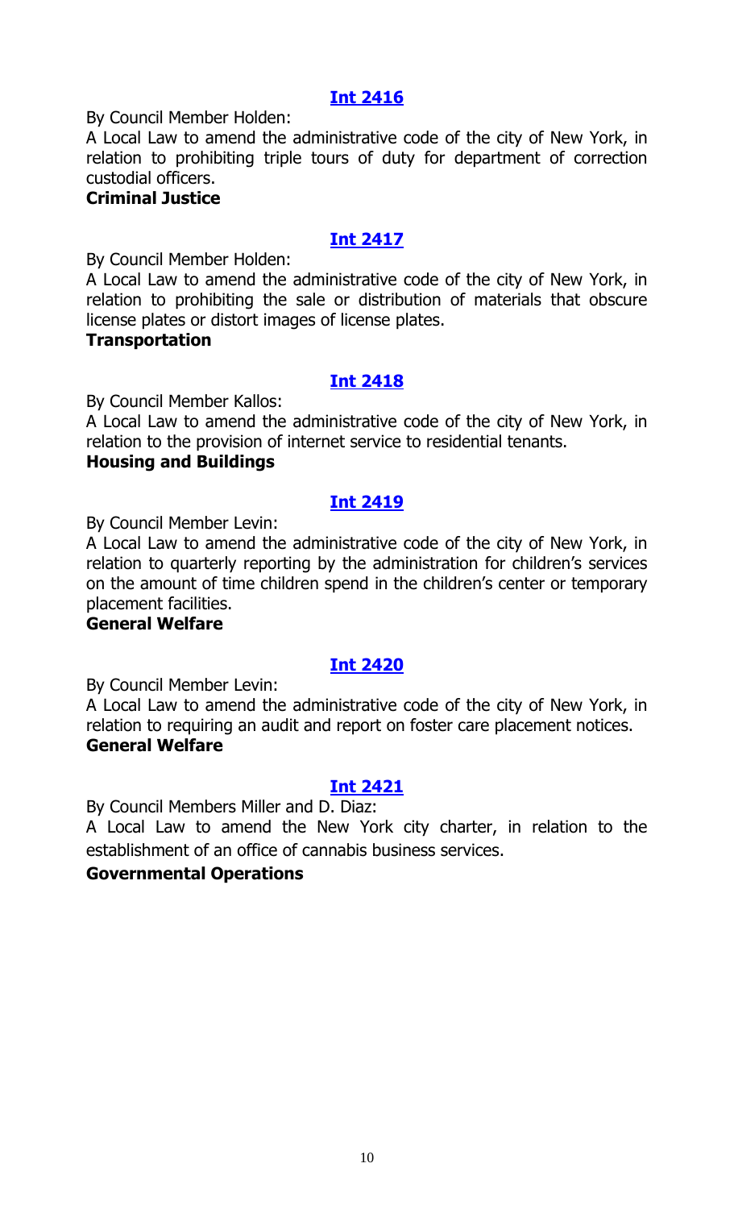**[Int 2416](#)**

By Council Member Holden:

A Local Law to amend the administrative code of the city of New York, in relation to prohibiting triple tours of duty for department of correction custodial officers.

**Criminal Justice**

**[Int 2417](#)**

By Council Member Holden:

A Local Law to amend the administrative code of the city of New York, in relation to prohibiting the sale or distribution of materials that obscure license plates or distort images of license plates.

**Transportation**

**[Int 2418](#)**

By Council Member Kallos:

A Local Law to amend the administrative code of the city of New York, in relation to the provision of internet service to residential tenants.

**Housing and Buildings**

**[Int 2419](#)**

By Council Member Levin:

A Local Law to amend the administrative code of the city of New York, in relation to quarterly reporting by the administration for children's services on the amount of time children spend in the children's center or temporary placement facilities.

**General Welfare**

**[Int 2420](#)**

By Council Member Levin:

A Local Law to amend the administrative code of the city of New York, in relation to requiring an audit and report on foster care placement notices.

**General Welfare**

**[Int 2421](#)**

By Council Members Miller and D. Diaz:

A Local Law to amend the New York city charter, in relation to the establishment of an office of cannabis business services.

**Governmental Operations**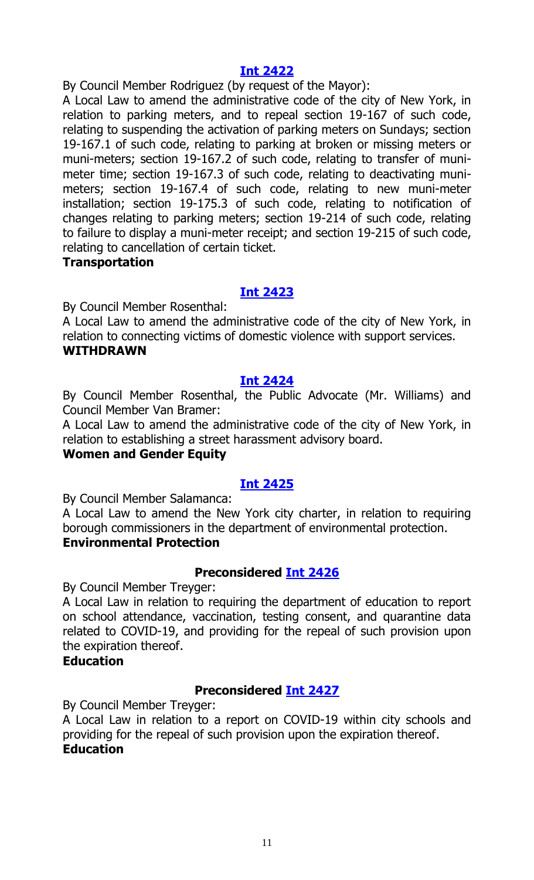### [Int 2422]

By Council Member Rodriguez (by request of the Mayor):

A Local Law to amend the administrative code of the city of New York, in relation to parking meters, and to repeal section 19-167 of such code, relating to suspending the activation of parking meters on Sundays; section 19-167.1 of such code, relating to parking at broken or missing meters or muni-meters; section 19-167.2 of such code, relating to transfer of muni-meter time; section 19-167.3 of such code, relating to deactivating muni-meters; section 19-167.4 of such code, relating to new muni-meter installation; section 19-175.3 of such code, relating to notification of changes relating to parking meters; section 19-214 of such code, relating to failure to display a muni-meter receipt; and section 19-215 of such code, relating to cancellation of certain ticket.

**Transportation**

### [Int 2423]

By Council Member Rosenthal:

A Local Law to amend the administrative code of the city of New York, in relation to connecting victims of domestic violence with support services.

**WITHDRAWN**

### [Int 2424]

By Council Member Rosenthal, the Public Advocate (Mr. Williams) and Council Member Van Bramer:

A Local Law to amend the administrative code of the city of New York, in relation to establishing a street harassment advisory board.

**Women and Gender Equity**

### [Int 2425]

By Council Member Salamanca:

A Local Law to amend the New York city charter, in relation to requiring borough commissioners in the department of environmental protection.

**Environmental Protection**

### Preconsidered [Int 2426]

By Council Member Treyger:

A Local Law in relation to requiring the department of education to report on school attendance, vaccination, testing consent, and quarantine data related to COVID-19, and providing for the repeal of such provision upon the expiration thereof.

**Education**

### Preconsidered [Int 2427]

By Council Member Treyger:

A Local Law in relation to a report on COVID-19 within city schools and providing for the repeal of such provision upon the expiration thereof.

**Education**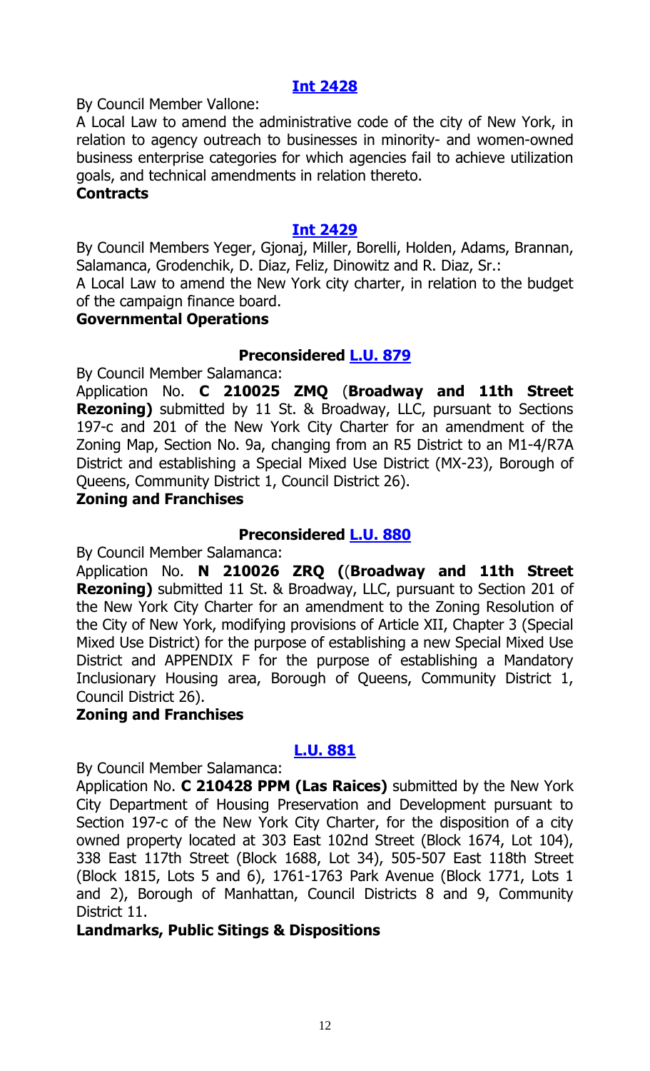## [Int 2428]

By Council Member Vallone:

A Local Law to amend the administrative code of the city of New York, in relation to agency outreach to businesses in minority- and women-owned business enterprise categories for which agencies fail to achieve utilization goals, and technical amendments in relation thereto.

**Contracts**

## [Int 2429]

By Council Members Yeger, Gjonaj, Miller, Borelli, Holden, Adams, Brannan, Salamanca, Grodenchik, D. Diaz, Feliz, Dinowitz and R. Diaz, Sr.:

A Local Law to amend the New York city charter, in relation to the budget of the campaign finance board.

**Governmental Operations**

## Preconsidered [L.U. 879]

By Council Member Salamanca:

Application No. **C 210025 ZMQ** (**Broadway and 11th Street Rezoning)** submitted by 11 St. & Broadway, LLC, pursuant to Sections 197-c and 201 of the New York City Charter for an amendment of the Zoning Map, Section No. 9a, changing from an R5 District to an M1-4/R7A District and establishing a Special Mixed Use District (MX-23), Borough of Queens, Community District 1, Council District 26).

**Zoning and Franchises**

## Preconsidered [L.U. 880]

By Council Member Salamanca:

Application No. **N 210026 ZRQ ((Broadway and 11th Street Rezoning)** submitted 11 St. & Broadway, LLC, pursuant to Section 201 of the New York City Charter for an amendment to the Zoning Resolution of the City of New York, modifying provisions of Article XII, Chapter 3 (Special Mixed Use District) for the purpose of establishing a new Special Mixed Use District and APPENDIX F for the purpose of establishing a Mandatory Inclusionary Housing area, Borough of Queens, Community District 1, Council District 26).

**Zoning and Franchises**

## [L.U. 881]

By Council Member Salamanca:

Application No. **C 210428 PPM (Las Raices)** submitted by the New York City Department of Housing Preservation and Development pursuant to Section 197-c of the New York City Charter, for the disposition of a city owned property located at 303 East 102nd Street (Block 1674, Lot 104), 338 East 117th Street (Block 1688, Lot 34), 505-507 East 118th Street (Block 1815, Lots 5 and 6), 1761-1763 Park Avenue (Block 1771, Lots 1 and 2), Borough of Manhattan, Council Districts 8 and 9, Community District 11.

**Landmarks, Public Sitings & Dispositions**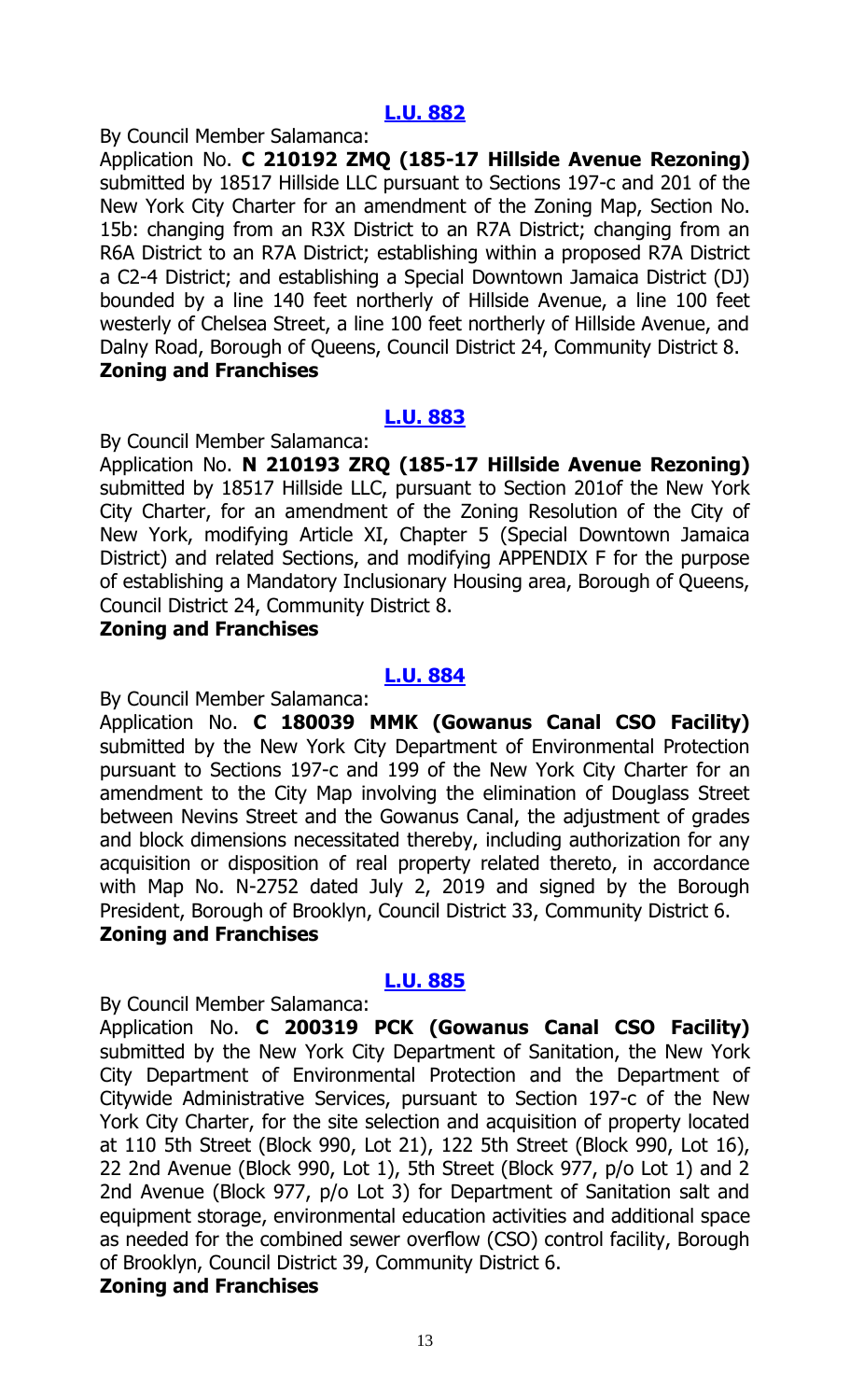### [L.U. 882](#)

By Council Member Salamanca:

Application No. **C 210192 ZMQ (185-17 Hillside Avenue Rezoning)** submitted by 18517 Hillside LLC pursuant to Sections 197-c and 201 of the New York City Charter for an amendment of the Zoning Map, Section No. 15b: changing from an R3X District to an R7A District; changing from an R6A District to an R7A District; establishing within a proposed R7A District a C2-4 District; and establishing a Special Downtown Jamaica District (DJ) bounded by a line 140 feet northerly of Hillside Avenue, a line 100 feet westerly of Chelsea Street, a line 100 feet northerly of Hillside Avenue, and Dalny Road, Borough of Queens, Council District 24, Community District 8.

**Zoning and Franchises**

### [L.U. 883](#)

By Council Member Salamanca:

Application No. **N 210193 ZRQ (185-17 Hillside Avenue Rezoning)** submitted by 18517 Hillside LLC, pursuant to Section 201of the New York City Charter, for an amendment of the Zoning Resolution of the City of New York, modifying Article XI, Chapter 5 (Special Downtown Jamaica District) and related Sections, and modifying APPENDIX F for the purpose of establishing a Mandatory Inclusionary Housing area, Borough of Queens, Council District 24, Community District 8.

**Zoning and Franchises**

### [L.U. 884](#)

By Council Member Salamanca:

Application No. **C 180039 MMK (Gowanus Canal CSO Facility)** submitted by the New York City Department of Environmental Protection pursuant to Sections 197-c and 199 of the New York City Charter for an amendment to the City Map involving the elimination of Douglass Street between Nevins Street and the Gowanus Canal, the adjustment of grades and block dimensions necessitated thereby, including authorization for any acquisition or disposition of real property related thereto, in accordance with Map No. N-2752 dated July 2, 2019 and signed by the Borough President, Borough of Brooklyn, Council District 33, Community District 6.

**Zoning and Franchises**

### [L.U. 885](#)

By Council Member Salamanca:

Application No. **C 200319 PCK (Gowanus Canal CSO Facility)** submitted by the New York City Department of Sanitation, the New York City Department of Environmental Protection and the Department of Citywide Administrative Services, pursuant to Section 197-c of the New York City Charter, for the site selection and acquisition of property located at 110 5th Street (Block 990, Lot 21), 122 5th Street (Block 990, Lot 16), 22 2nd Avenue (Block 990, Lot 1), 5th Street (Block 977, p/o Lot 1) and 2 2nd Avenue (Block 977, p/o Lot 3) for Department of Sanitation salt and equipment storage, environmental education activities and additional space as needed for the combined sewer overflow (CSO) control facility, Borough of Brooklyn, Council District 39, Community District 6.

**Zoning and Franchises**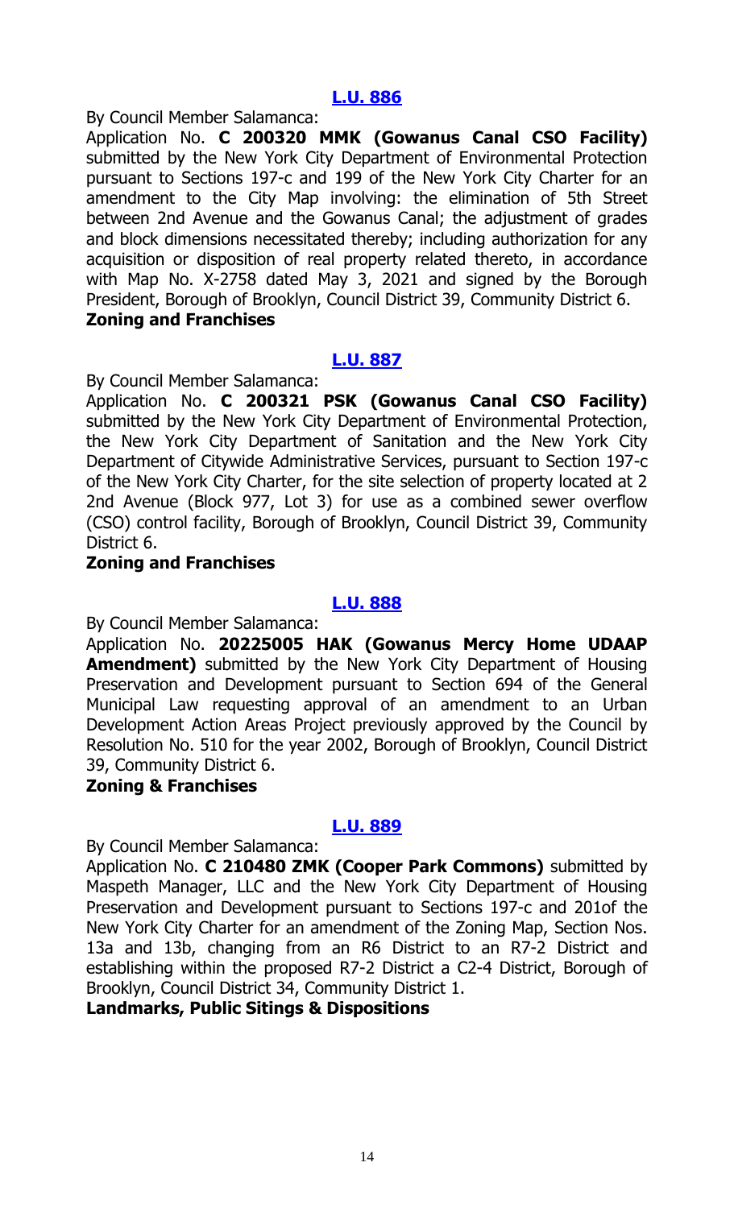**[L.U. 886](#)**

By Council Member Salamanca:

Application No. **C 200320 MMK (Gowanus Canal CSO Facility)** submitted by the New York City Department of Environmental Protection pursuant to Sections 197-c and 199 of the New York City Charter for an amendment to the City Map involving: the elimination of 5th Street between 2nd Avenue and the Gowanus Canal; the adjustment of grades and block dimensions necessitated thereby; including authorization for any acquisition or disposition of real property related thereto, in accordance with Map No. X-2758 dated May 3, 2021 and signed by the Borough President, Borough of Brooklyn, Council District 39, Community District 6.

**Zoning and Franchises**

**[L.U. 887](#)**

By Council Member Salamanca:

Application No. **C 200321 PSK (Gowanus Canal CSO Facility)** submitted by the New York City Department of Environmental Protection, the New York City Department of Sanitation and the New York City Department of Citywide Administrative Services, pursuant to Section 197-c of the New York City Charter, for the site selection of property located at 2 2nd Avenue (Block 977, Lot 3) for use as a combined sewer overflow (CSO) control facility, Borough of Brooklyn, Council District 39, Community District 6.

**Zoning and Franchises**

**[L.U. 888](#)**

By Council Member Salamanca:

Application No. **20225005 HAK (Gowanus Mercy Home UDAAP Amendment)** submitted by the New York City Department of Housing Preservation and Development pursuant to Section 694 of the General Municipal Law requesting approval of an amendment to an Urban Development Action Areas Project previously approved by the Council by Resolution No. 510 for the year 2002, Borough of Brooklyn, Council District 39, Community District 6.

**Zoning & Franchises**

**[L.U. 889](#)**

By Council Member Salamanca:

Application No. **C 210480 ZMK (Cooper Park Commons)** submitted by Maspeth Manager, LLC and the New York City Department of Housing Preservation and Development pursuant to Sections 197-c and 201of the New York City Charter for an amendment of the Zoning Map, Section Nos. 13a and 13b, changing from an R6 District to an R7-2 District and establishing within the proposed R7-2 District a C2-4 District, Borough of Brooklyn, Council District 34, Community District 1.

**Landmarks, Public Sitings & Dispositions**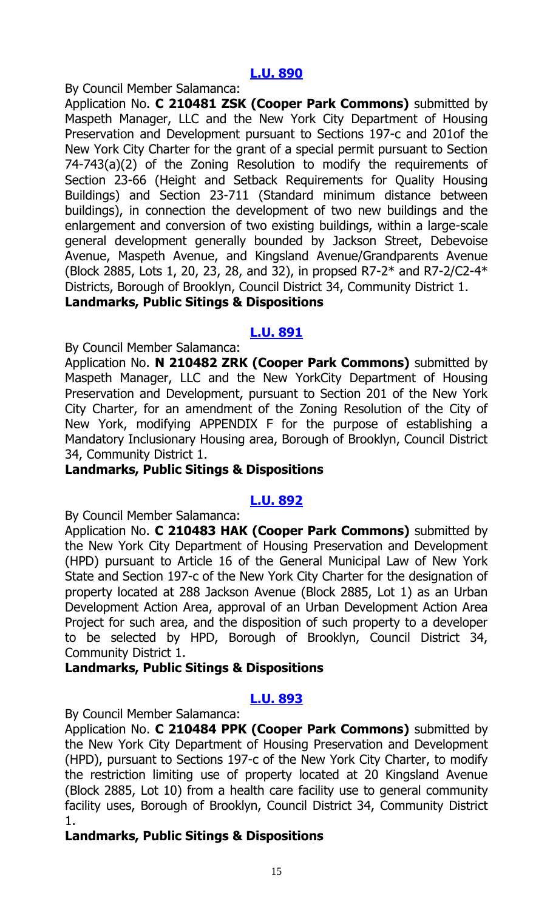## [L.U. 890](#)

By Council Member Salamanca:

Application No. **C 210481 ZSK (Cooper Park Commons)** submitted by Maspeth Manager, LLC and the New York City Department of Housing Preservation and Development pursuant to Sections 197-c and 201of the New York City Charter for the grant of a special permit pursuant to Section 74-743(a)(2) of the Zoning Resolution to modify the requirements of Section 23-66 (Height and Setback Requirements for Quality Housing Buildings) and Section 23-711 (Standard minimum distance between buildings), in connection the development of two new buildings and the enlargement and conversion of two existing buildings, within a large-scale general development generally bounded by Jackson Street, Debevoise Avenue, Maspeth Avenue, and Kingsland Avenue/Grandparents Avenue (Block 2885, Lots 1, 20, 23, 28, and 32), in propsed R7-2* and R7-2/C2-4* Districts, Borough of Brooklyn, Council District 34, Community District 1.

**Landmarks, Public Sitings & Dispositions**

## [L.U. 891](#)

By Council Member Salamanca:

Application No. **N 210482 ZRK (Cooper Park Commons)** submitted by Maspeth Manager, LLC and the New YorkCity Department of Housing Preservation and Development, pursuant to Section 201 of the New York City Charter, for an amendment of the Zoning Resolution of the City of New York, modifying APPENDIX F for the purpose of establishing a Mandatory Inclusionary Housing area, Borough of Brooklyn, Council District 34, Community District 1.

**Landmarks, Public Sitings & Dispositions**

## [L.U. 892](#)

By Council Member Salamanca:

Application No. **C 210483 HAK (Cooper Park Commons)** submitted by the New York City Department of Housing Preservation and Development (HPD) pursuant to Article 16 of the General Municipal Law of New York State and Section 197-c of the New York City Charter for the designation of property located at 288 Jackson Avenue (Block 2885, Lot 1) as an Urban Development Action Area, approval of an Urban Development Action Area Project for such area, and the disposition of such property to a developer to be selected by HPD, Borough of Brooklyn, Council District 34, Community District 1.

**Landmarks, Public Sitings & Dispositions**

## [L.U. 893](#)

By Council Member Salamanca:

Application No. **C 210484 PPK (Cooper Park Commons)** submitted by the New York City Department of Housing Preservation and Development (HPD), pursuant to Sections 197-c of the New York City Charter, to modify the restriction limiting use of property located at 20 Kingsland Avenue (Block 2885, Lot 10) from a health care facility use to general community facility uses, Borough of Brooklyn, Council District 34, Community District 1.

**Landmarks, Public Sitings & Dispositions**